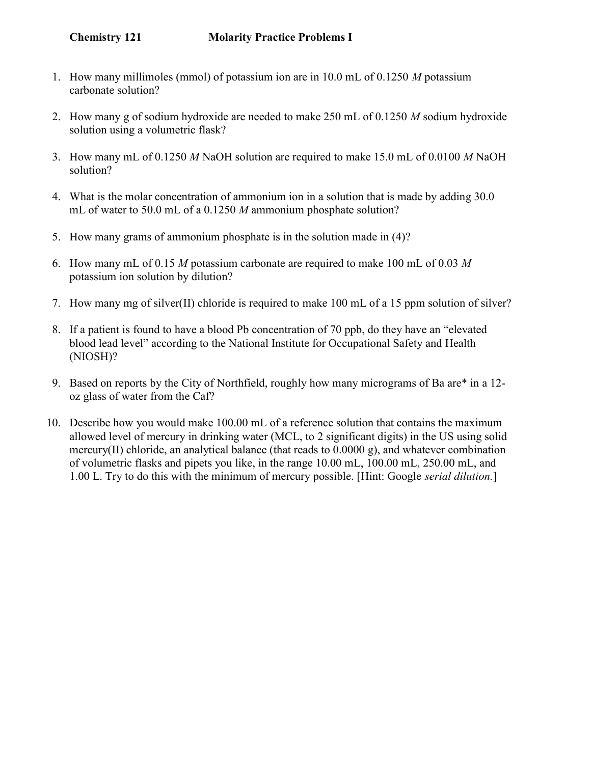**Chemistry 121** **Molarity Practice Problems I**

1. How many millimoles (mmol) of potassium ion are in 10.0 mL of 0.1250 *M* potassium carbonate solution?

2. How many g of sodium hydroxide are needed to make 250 mL of 0.1250 *M* sodium hydroxide solution using a volumetric flask?

3. How many mL of 0.1250 *M* NaOH solution are required to make 15.0 mL of 0.0100 *M* NaOH solution?

4. What is the molar concentration of ammonium ion in a solution that is made by adding 30.0 mL of water to 50.0 mL of a 0.1250 *M* ammonium phosphate solution?

5. How many grams of ammonium phosphate is in the solution made in (4)?

6. How many mL of 0.15 *M* potassium carbonate are required to make 100 mL of 0.03 *M* potassium ion solution by dilution?

7. How many mg of silver(II) chloride is required to make 100 mL of a 15 ppm solution of silver?

8. If a patient is found to have a blood Pb concentration of 70 ppb, do they have an "elevated blood lead level" according to the National Institute for Occupational Safety and Health (NIOSH)?

9. Based on reports by the City of Northfield, roughly how many micrograms of Ba are* in a 12-oz glass of water from the Caf?

10. Describe how you would make 100.00 mL of a reference solution that contains the maximum allowed level of mercury in drinking water (MCL, to 2 significant digits) in the US using solid mercury(II) chloride, an analytical balance (that reads to 0.0000 g), and whatever combination of volumetric flasks and pipets you like, in the range 10.00 mL, 100.00 mL, 250.00 mL, and 1.00 L. Try to do this with the minimum of mercury possible. [Hint: Google *serial dilution.*]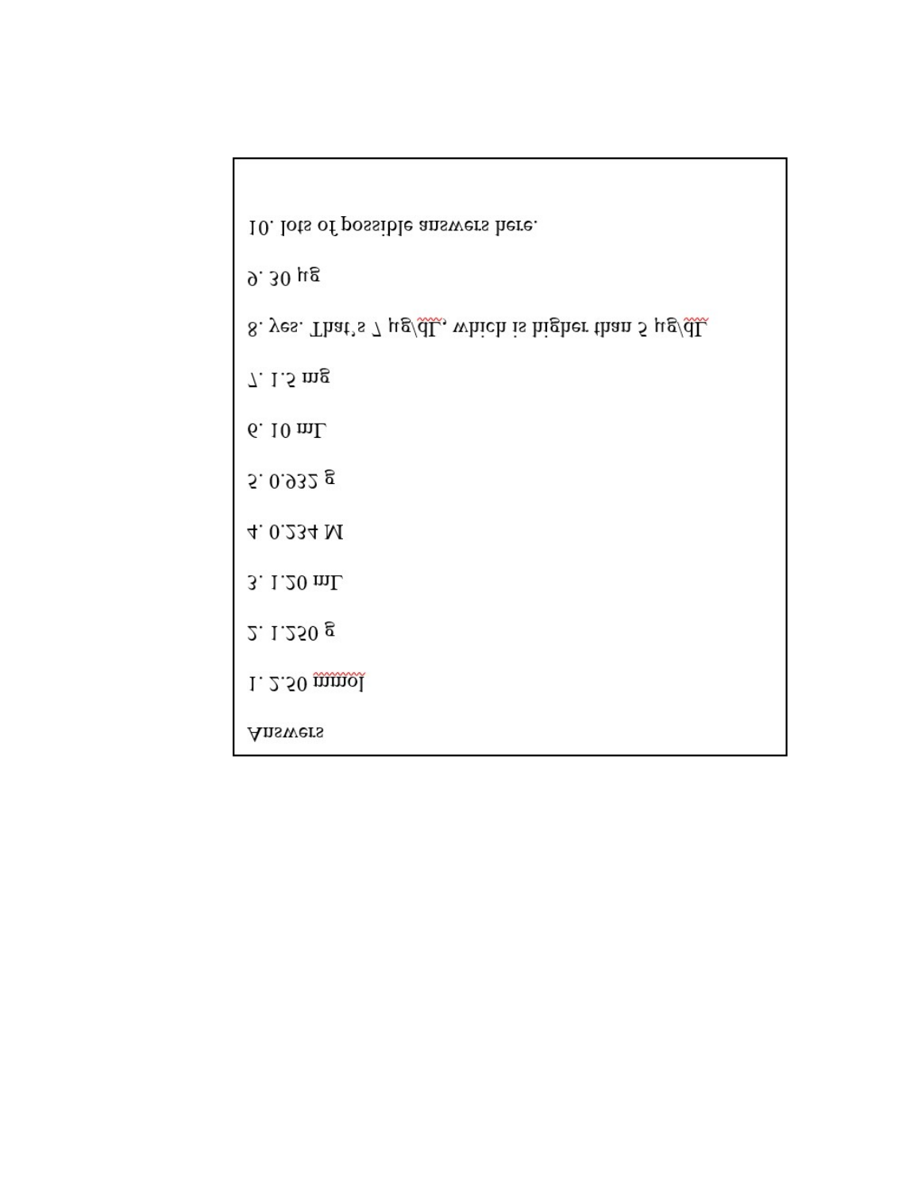Answers

1. 2.50 mmol

2. 1.250 g

3. 1.20 mL

4. 0.234 M

5. 0.932 g

6. 10 mL

7. 1.5 mg

8. yes. That's 7 μg/dL, which is higher than 5 μg/dL

9. 30 μg

10. lots of possible answers here.